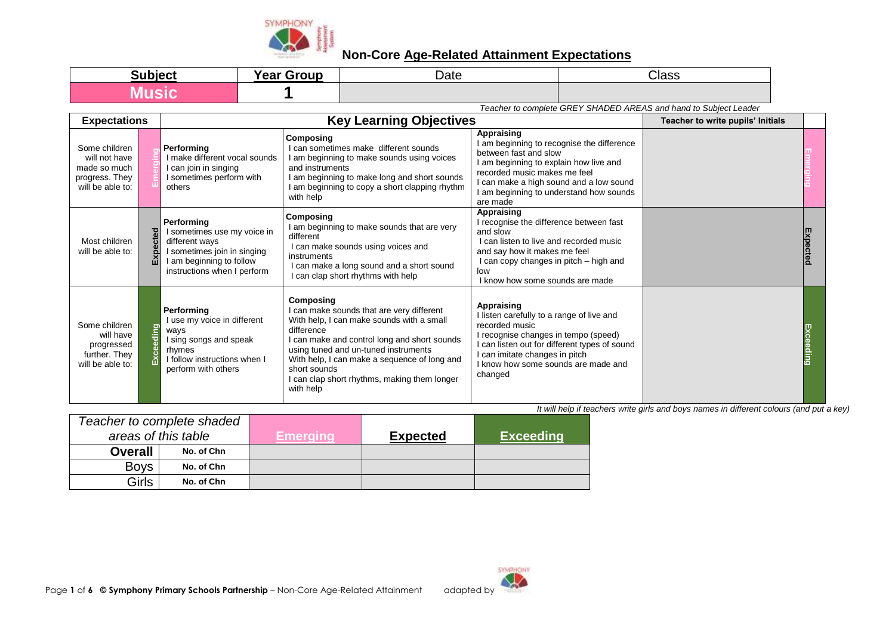## Non-Core Age-Related Attainment Expectations

| Subject | Year Group | Date | Class |
|---|---|---|---|
| Music | 1 | | |

*Teacher to complete GREY SHADED AREAS and hand to Subject Leader*

| Expectations | | Key Learning Objectives | | | Teacher to write pupils' Initials | |
|---|---|---|---|---|---|---|
| Some children will not have made so much progress. They will be able to: | Emerging | **Performing**<br>I make different vocal sounds<br>I can join in singing<br>I sometimes perform with others | **Composing**<br>I can sometimes make different sounds<br>I am beginning to make sounds using voices and instruments<br>I am beginning to make long and short sounds<br>I am beginning to copy a short clapping rhythm with help | **Appraising**<br>I am beginning to recognise the difference between fast and slow<br>I am beginning to explain how live and recorded music makes me feel<br>I can make a high sound and a low sound<br>I am beginning to understand how sounds are made | | Emerging |
| Most children will be able to: | Expected | **Performing**<br>I sometimes use my voice in different ways<br>I sometimes join in singing<br>I am beginning to follow instructions when I perform | **Composing**<br>I am beginning to make sounds that are very different<br>I can make sounds using voices and instruments<br>I can make a long sound and a short sound<br>I can clap short rhythms with help | **Appraising**<br>I recognise the difference between fast and slow<br>I can listen to live and recorded music and say how it makes me feel<br>I can copy changes in pitch – high and low<br>I know how some sounds are made | | Expected |
| Some children will have progressed further. They will be able to: | Exceeding | **Performing**<br>I use my voice in different ways<br>I sing songs and speak rhymes<br>I follow instructions when I perform with others | **Composing**<br>I can make sounds that are very different<br>With help, I can make sounds with a small difference<br>I can make and control long and short sounds using tuned and un-tuned instruments<br>With help, I can make a sequence of long and short sounds<br>I can clap short rhythms, making them longer with help | **Appraising**<br>I listen carefully to a range of live and recorded music<br>I recognise changes in tempo (speed)<br>I can listen out for different types of sound<br>I can imitate changes in pitch<br>I know how some sounds are made and changed | | Exceeding |

*It will help if teachers write girls and boys names in different colours (and put a key)*

| *Teacher to complete shaded areas of this table* | | Emerging | Expected | Exceeding |
|---|---|---|---|---|
| **Overall** | **No. of Chn** | | | |
| Boys | **No. of Chn** | | | |
| Girls | **No. of Chn** | | | |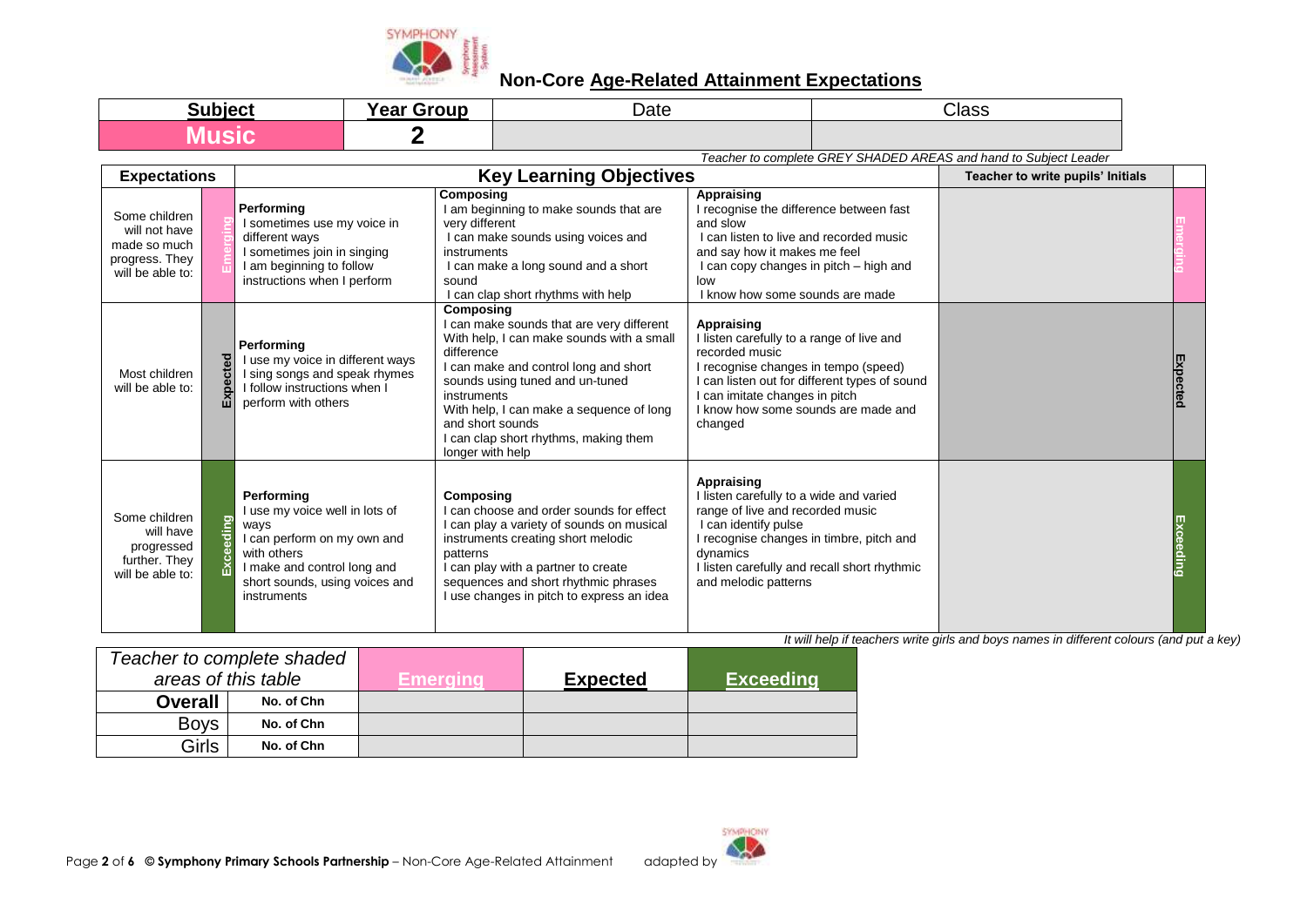# Non-Core Age-Related Attainment Expectations

| Subject | Year Group | Date | Class |
|---|---|---|---|
| Music | 2 | | |

*Teacher to complete GREY SHADED AREAS and hand to Subject Leader*

| Expectations | | Key Learning Objectives | | | Teacher to write pupils' Initials | |
|---|---|---|---|---|---|---|
| Some children will not have made so much progress. They will be able to: | Emerging | **Performing**<br>I sometimes use my voice in different ways<br>I sometimes join in singing<br>I am beginning to follow instructions when I perform | **Composing**<br>I am beginning to make sounds that are very different<br>I can make sounds using voices and instruments<br>I can make a long sound and a short sound<br>I can clap short rhythms with help | **Appraising**<br>I recognise the difference between fast and slow<br>I can listen to live and recorded music and say how it makes me feel<br>I can copy changes in pitch – high and low<br>I know how some sounds are made | | Emerging |
| Most children will be able to: | Expected | **Performing**<br>I use my voice in different ways<br>I sing songs and speak rhymes<br>I follow instructions when I perform with others | **Composing**<br>I can make sounds that are very different<br>With help, I can make sounds with a small difference<br>I can make and control long and short sounds using tuned and un-tuned instruments<br>With help, I can make a sequence of long and short sounds<br>I can clap short rhythms, making them longer with help | **Appraising**<br>I listen carefully to a range of live and recorded music<br>I recognise changes in tempo (speed)<br>I can listen out for different types of sound<br>I can imitate changes in pitch<br>I know how some sounds are made and changed | | Expected |
| Some children will have progressed further. They will be able to: | Exceeding | **Performing**<br>I use my voice well in lots of ways<br>I can perform on my own and with others<br>I make and control long and short sounds, using voices and instruments | **Composing**<br>I can choose and order sounds for effect<br>I can play a variety of sounds on musical instruments creating short melodic patterns<br>I can play with a partner to create sequences and short rhythmic phrases<br>I use changes in pitch to express an idea | **Appraising**<br>I listen carefully to a wide and varied range of live and recorded music<br>I can identify pulse<br>I recognise changes in timbre, pitch and dynamics<br>I listen carefully and recall short rhythmic and melodic patterns | | Exceeding |

*It will help if teachers write girls and boys names in different colours (and put a key)*

| *Teacher to complete shaded areas of this table* | | Emerging | Expected | Exceeding |
|---|---|---|---|---|
| **Overall** | No. of Chn | | | |
| Boys | No. of Chn | | | |
| Girls | No. of Chn | | | |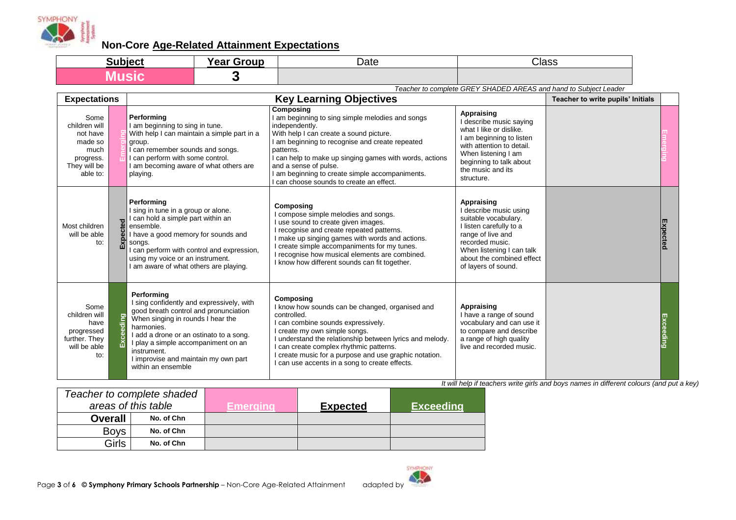## Non-Core Age-Related Attainment Expectations

| Subject | Year Group | Date | Class |
|---|---|---|---|
| Music | 3 | | |

*Teacher to complete GREY SHADED AREAS and hand to Subject Leader*

| Expectations | | Key Learning Objectives | | | Teacher to write pupils' Initials | |
|---|---|---|---|---|---|---|
| Some children will not have made so much progress. They will be able to: | Emerging | **Performing**<br>I am beginning to sing in tune.<br>With help I can maintain a simple part in a group.<br>I can remember sounds and songs.<br>I can perform with some control.<br>I am becoming aware of what others are playing. | **Composing**<br>I am beginning to sing simple melodies and songs independently.<br>With help I can create a sound picture.<br>I am beginning to recognise and create repeated patterns.<br>I can help to make up singing games with words, actions and a sense of pulse.<br>I am beginning to create simple accompaniments.<br>I can choose sounds to create an effect. | **Appraising**<br>I describe music saying what I like or dislike.<br>I am beginning to listen with attention to detail.<br>When listening I am beginning to talk about the music and its structure. | | Emerging |
| Most children will be able to: | Expected | **Performing**<br>I sing in tune in a group or alone.<br>I can hold a simple part within an ensemble.<br>I have a good memory for sounds and songs.<br>I can perform with control and expression, using my voice or an instrument.<br>I am aware of what others are playing. | **Composing**<br>I compose simple melodies and songs.<br>I use sound to create given images.<br>I recognise and create repeated patterns.<br>I make up singing games with words and actions.<br>I create simple accompaniments for my tunes.<br>I recognise how musical elements are combined.<br>I know how different sounds can fit together. | **Appraising**<br>I describe music using suitable vocabulary.<br>I listen carefully to a range of live and recorded music.<br>When listening I can talk about the combined effect of layers of sound. | | Expected |
| Some children will have progressed further. They will be able to: | Exceeding | **Performing**<br>I sing confidently and expressively, with good breath control and pronunciation<br>When singing in rounds I hear the harmonies.<br>I add a drone or an ostinato to a song.<br>I play a simple accompaniment on an instrument.<br>I improvise and maintain my own part within an ensemble | **Composing**<br>I know how sounds can be changed, organised and controlled.<br>I can combine sounds expressively.<br>I create my own simple songs.<br>I understand the relationship between lyrics and melody.<br>I can create complex rhythmic patterns.<br>I create music for a purpose and use graphic notation.<br>I can use accents in a song to create effects. | **Appraising**<br>I have a range of sound vocabulary and can use it to compare and describe a range of high quality live and recorded music. | | Exceeding |

*It will help if teachers write girls and boys names in different colours (and put a key)*

| *Teacher to complete shaded areas of this table* | | Emerging | Expected | Exceeding |
|---|---|---|---|---|
| **Overall** | No. of Chn | | | |
| Boys | No. of Chn | | | |
| Girls | No. of Chn | | | |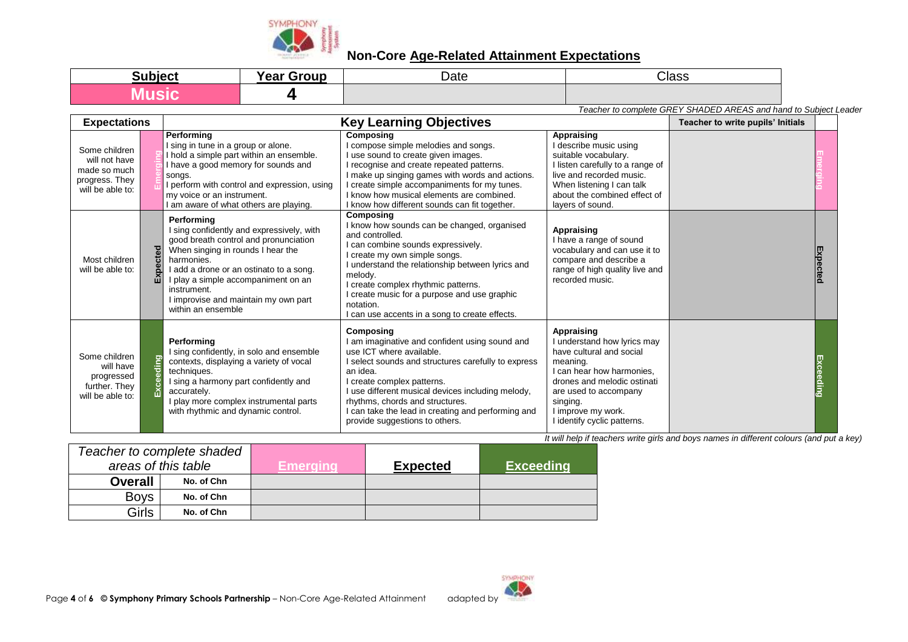## Non-Core Age-Related Attainment Expectations

| Subject | Year Group | Date | Class |
|---|---|---|---|
| Music | 4 | | |

*Teacher to complete GREY SHADED AREAS and hand to Subject Leader*

| Expectations | | Key Learning Objectives | | | Teacher to write pupils' Initials | |
|---|---|---|---|---|---|---|
| Some children will not have made so much progress. They will be able to: | Emerging | **Performing**<br>I sing in tune in a group or alone.<br>I hold a simple part within an ensemble.<br>I have a good memory for sounds and songs.<br>I perform with control and expression, using my voice or an instrument.<br>I am aware of what others are playing. | **Composing**<br>I compose simple melodies and songs.<br>I use sound to create given images.<br>I recognise and create repeated patterns.<br>I make up singing games with words and actions.<br>I create simple accompaniments for my tunes.<br>I know how musical elements are combined.<br>I know how different sounds can fit together. | **Appraising**<br>I describe music using suitable vocabulary.<br>I listen carefully to a range of live and recorded music.<br>When listening I can talk about the combined effect of layers of sound. | | Emerging |
| Most children will be able to: | Expected | **Performing**<br>I sing confidently and expressively, with good breath control and pronunciation<br>When singing in rounds I hear the harmonies.<br>I add a drone or an ostinato to a song.<br>I play a simple accompaniment on an instrument.<br>I improvise and maintain my own part within an ensemble | **Composing**<br>I know how sounds can be changed, organised and controlled.<br>I can combine sounds expressively.<br>I create my own simple songs.<br>I understand the relationship between lyrics and melody.<br>I create complex rhythmic patterns.<br>I create music for a purpose and use graphic notation.<br>I can use accents in a song to create effects. | **Appraising**<br>I have a range of sound vocabulary and can use it to compare and describe a range of high quality live and recorded music. | | Expected |
| Some children will have progressed further. They will be able to: | Exceeding | **Performing**<br>I sing confidently, in solo and ensemble contexts, displaying a variety of vocal techniques.<br>I sing a harmony part confidently and accurately.<br>I play more complex instrumental parts with rhythmic and dynamic control. | **Composing**<br>I am imaginative and confident using sound and use ICT where available.<br>I select sounds and structures carefully to express an idea.<br>I create complex patterns.<br>I use different musical devices including melody, rhythms, chords and structures.<br>I can take the lead in creating and performing and provide suggestions to others. | **Appraising**<br>I understand how lyrics may have cultural and social meaning.<br>I can hear how harmonies, drones and melodic ostinati are used to accompany singing.<br>I improve my work.<br>I identify cyclic patterns. | | Exceeding |

*It will help if teachers write girls and boys names in different colours (and put a key)*

| *Teacher to complete shaded areas of this table* | | Emerging | Expected | Exceeding |
|---|---|---|---|---|
| **Overall** | No. of Chn | | | |
| Boys | No. of Chn | | | |
| Girls | No. of Chn | | | |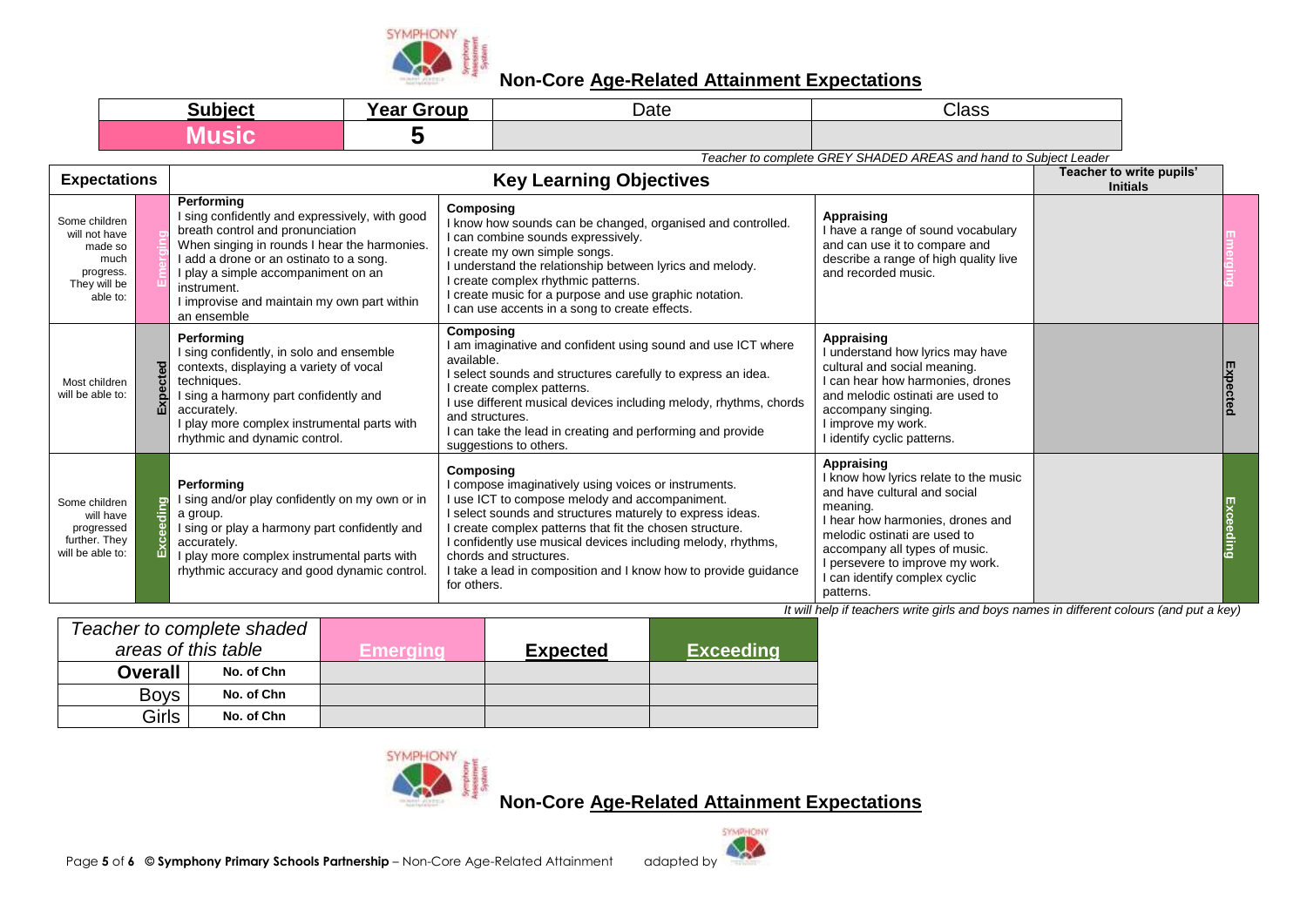## Non-Core Age-Related Attainment Expectations

| Subject | Year Group | Date | Class |
|---|---|---|---|
| Music | 5 | | |

*Teacher to complete GREY SHADED AREAS and hand to Subject Leader*

| Expectations | | Key Learning Objectives | | | Teacher to write pupils' Initials | |
|---|---|---|---|---|---|---|
| Some children will not have made so much progress. They will be able to: | Emerging | **Performing**<br>I sing confidently and expressively, with good breath control and pronunciation<br>When singing in rounds I hear the harmonies.<br>I add a drone or an ostinato to a song.<br>I play a simple accompaniment on an instrument.<br>I improvise and maintain my own part within an ensemble | **Composing**<br>I know how sounds can be changed, organised and controlled.<br>I can combine sounds expressively.<br>I create my own simple songs.<br>I understand the relationship between lyrics and melody.<br>I create complex rhythmic patterns.<br>I create music for a purpose and use graphic notation.<br>I can use accents in a song to create effects. | **Appraising**<br>I have a range of sound vocabulary and can use it to compare and describe a range of high quality live and recorded music. | | Emerging |
| Most children will be able to: | Expected | **Performing**<br>I sing confidently, in solo and ensemble contexts, displaying a variety of vocal techniques.<br>I sing a harmony part confidently and accurately.<br>I play more complex instrumental parts with rhythmic and dynamic control. | **Composing**<br>I am imaginative and confident using sound and use ICT where available.<br>I select sounds and structures carefully to express an idea.<br>I create complex patterns.<br>I use different musical devices including melody, rhythms, chords and structures.<br>I can take the lead in creating and performing and provide suggestions to others. | **Appraising**<br>I understand how lyrics may have cultural and social meaning.<br>I can hear how harmonies, drones and melodic ostinati are used to accompany singing.<br>I improve my work.<br>I identify cyclic patterns. | | Expected |
| Some children will have progressed further. They will be able to: | Exceeding | **Performing**<br>I sing and/or play confidently on my own or in a group.<br>I sing or play a harmony part confidently and accurately.<br>I play more complex instrumental parts with rhythmic accuracy and good dynamic control. | **Composing**<br>I compose imaginatively using voices or instruments.<br>I use ICT to compose melody and accompaniment.<br>I select sounds and structures maturely to express ideas.<br>I create complex patterns that fit the chosen structure.<br>I confidently use musical devices including melody, rhythms, chords and structures.<br>I take a lead in composition and I know how to provide guidance for others. | **Appraising**<br>I know how lyrics relate to the music and have cultural and social meaning.<br>I hear how harmonies, drones and melodic ostinati are used to accompany all types of music.<br>I persevere to improve my work.<br>I can identify complex cyclic patterns. | | Exceeding |

*It will help if teachers write girls and boys names in different colours (and put a key)*

| *Teacher to complete shaded areas of this table* | | Emerging | Expected | Exceeding |
|---|---|---|---|---|
| **Overall** | No. of Chn | | | |
| Boys | No. of Chn | | | |
| Girls | No. of Chn | | | |

## Non-Core Age-Related Attainment Expectations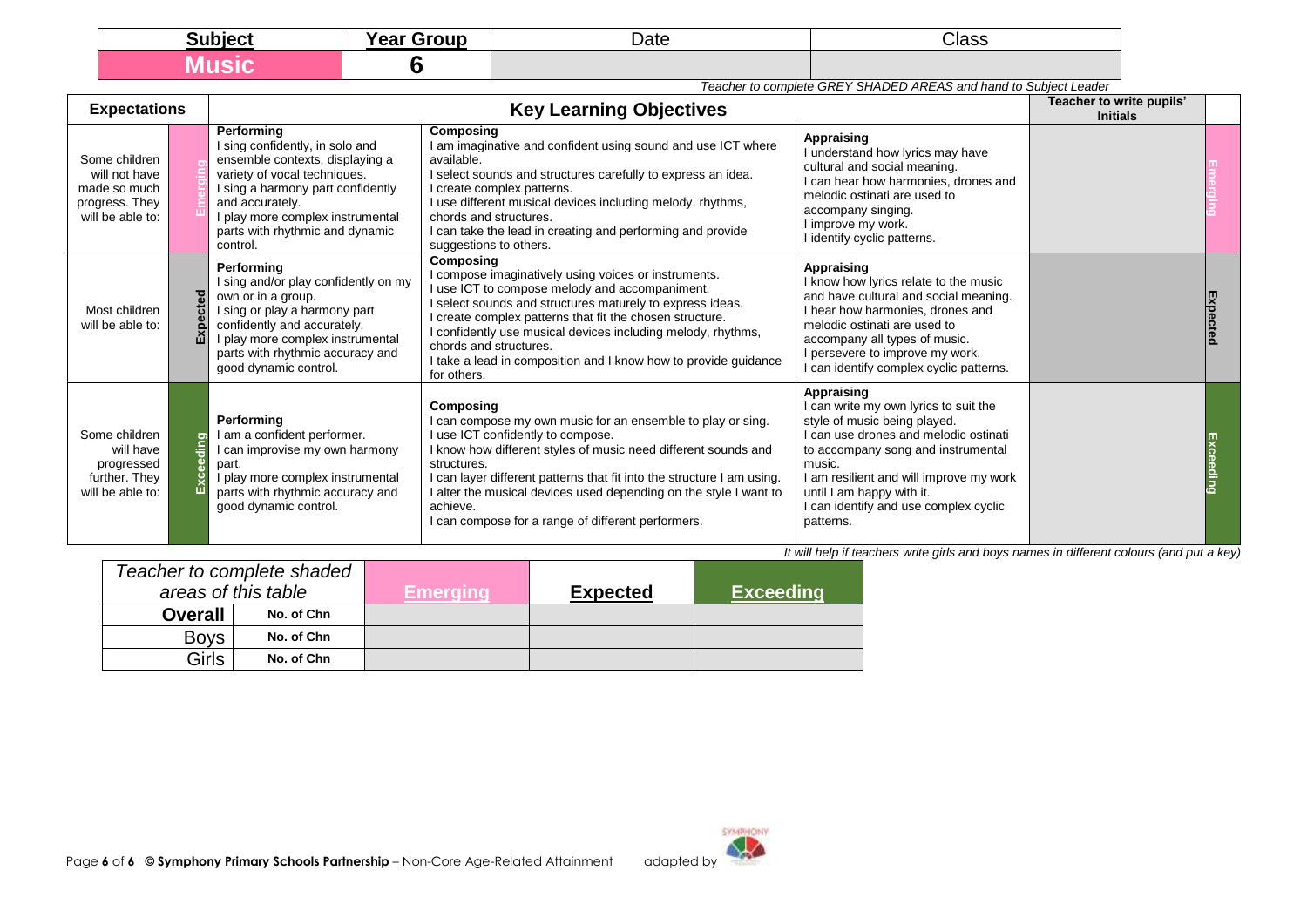| Subject | Year Group | Date | Class |
|---|---|---|---|
| Music | 6 | | |

*Teacher to complete GREY SHADED AREAS and hand to Subject Leader*

| Expectations | | Key Learning Objectives | | | Teacher to write pupils' Initials | |
|---|---|---|---|---|---|---|
| Some children will not have made so much progress. They will be able to: | Emerging | **Performing**<br>I sing confidently, in solo and ensemble contexts, displaying a variety of vocal techniques.<br>I sing a harmony part confidently and accurately.<br>I play more complex instrumental parts with rhythmic and dynamic control. | **Composing**<br>I am imaginative and confident using sound and use ICT where available.<br>I select sounds and structures carefully to express an idea.<br>I create complex patterns.<br>I use different musical devices including melody, rhythms, chords and structures.<br>I can take the lead in creating and performing and provide suggestions to others. | **Appraising**<br>I understand how lyrics may have cultural and social meaning.<br>I can hear how harmonies, drones and melodic ostinati are used to accompany singing.<br>I improve my work.<br>I identify cyclic patterns. | | Emerging |
| Most children will be able to: | Expected | **Performing**<br>I sing and/or play confidently on my own or in a group.<br>I sing or play a harmony part confidently and accurately.<br>I play more complex instrumental parts with rhythmic accuracy and good dynamic control. | **Composing**<br>I compose imaginatively using voices or instruments.<br>I use ICT to compose melody and accompaniment.<br>I select sounds and structures maturely to express ideas.<br>I create complex patterns that fit the chosen structure.<br>I confidently use musical devices including melody, rhythms, chords and structures.<br>I take a lead in composition and I know how to provide guidance for others. | **Appraising**<br>I know how lyrics relate to the music and have cultural and social meaning.<br>I hear how harmonies, drones and melodic ostinati are used to accompany all types of music.<br>I persevere to improve my work.<br>I can identify complex cyclic patterns. | | Expected |
| Some children will have progressed further. They will be able to: | Exceeding | **Performing**<br>I am a confident performer.<br>I can improvise my own harmony part.<br>I play more complex instrumental parts with rhythmic accuracy and good dynamic control. | **Composing**<br>I can compose my own music for an ensemble to play or sing.<br>I use ICT confidently to compose.<br>I know how different styles of music need different sounds and structures.<br>I can layer different patterns that fit into the structure I am using.<br>I alter the musical devices used depending on the style I want to achieve.<br>I can compose for a range of different performers. | **Appraising**<br>I can write my own lyrics to suit the style of music being played.<br>I can use drones and melodic ostinati to accompany song and instrumental music.<br>I am resilient and will improve my work until I am happy with it.<br>I can identify and use complex cyclic patterns. | | Exceeding |

*It will help if teachers write girls and boys names in different colours (and put a key)*

| *Teacher to complete shaded areas of this table* | | Emerging | Expected | Exceeding |
|---|---|---|---|---|
| **Overall** | No. of Chn | | | |
| Boys | No. of Chn | | | |
| Girls | No. of Chn | | | |

© Symphony Primary Schools Partnership – Non-Core Age-Related Attainment adapted by